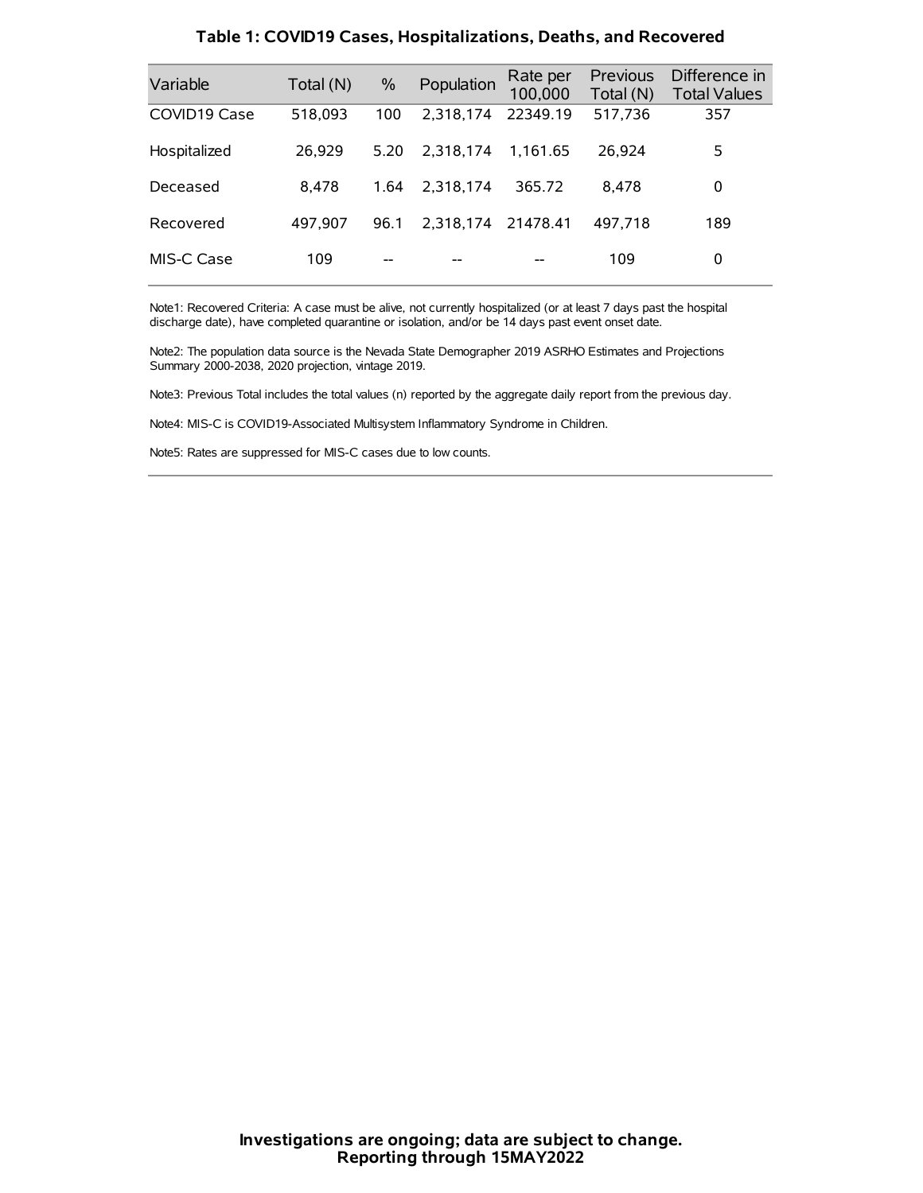## Table 1: COVID19 Cases, Hospitalizations, Deaths, and Recovered

| Variable | Total (N) | % | Population | Rate per 100,000 | Previous Total (N) | Difference in Total Values |
|---|---|---|---|---|---|---|
| COVID19 Case | 518,093 | 100 | 2,318,174 | 22349.19 | 517,736 | 357 |
| Hospitalized | 26,929 | 5.20 | 2,318,174 | 1,161.65 | 26,924 | 5 |
| Deceased | 8,478 | 1.64 | 2,318,174 | 365.72 | 8,478 | 0 |
| Recovered | 497,907 | 96.1 | 2,318,174 | 21478.41 | 497,718 | 189 |
| MIS-C Case | 109 | -- | -- | -- | 109 | 0 |

Note1: Recovered Criteria: A case must be alive, not currently hospitalized (or at least 7 days past the hospital discharge date), have completed quarantine or isolation, and/or be 14 days past event onset date.

Note2: The population data source is the Nevada State Demographer 2019 ASRHO Estimates and Projections Summary 2000-2038, 2020 projection, vintage 2019.

Note3: Previous Total includes the total values (n) reported by the aggregate daily report from the previous day.

Note4: MIS-C is COVID19-Associated Multisystem Inflammatory Syndrome in Children.

Note5: Rates are suppressed for MIS-C cases due to low counts.

**Investigations are ongoing; data are subject to change.**
**Reporting through 15MAY2022**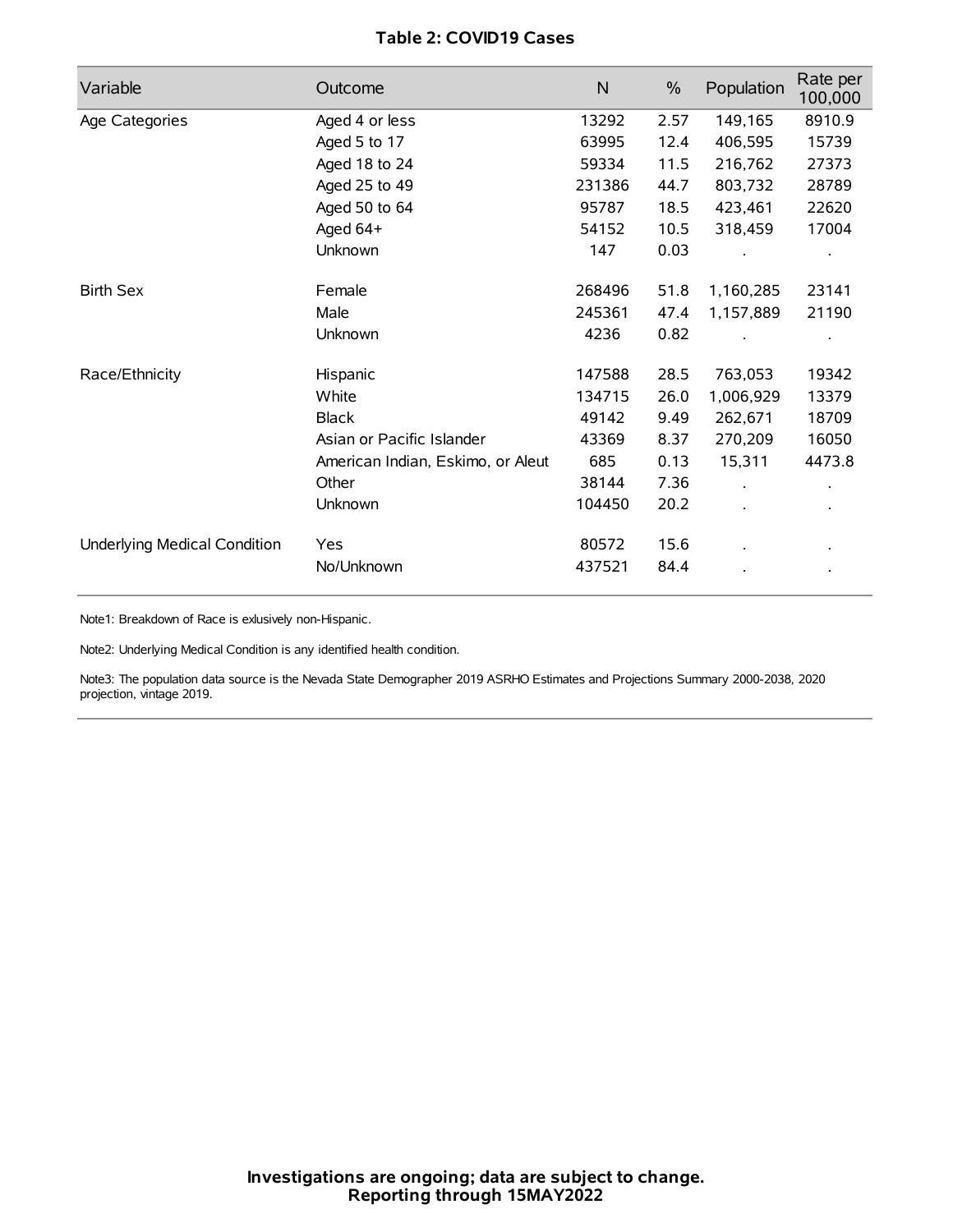**Table 2: COVID19 Cases**

| Variable | Outcome | N | % | Population | Rate per 100,000 |
|---|---|---|---|---|---|
| Age Categories | Aged 4 or less | 13292 | 2.57 | 149,165 | 8910.9 |
| | Aged 5 to 17 | 63995 | 12.4 | 406,595 | 15739 |
| | Aged 18 to 24 | 59334 | 11.5 | 216,762 | 27373 |
| | Aged 25 to 49 | 231386 | 44.7 | 803,732 | 28789 |
| | Aged 50 to 64 | 95787 | 18.5 | 423,461 | 22620 |
| | Aged 64+ | 54152 | 10.5 | 318,459 | 17004 |
| | Unknown | 147 | 0.03 | . | . |
| Birth Sex | Female | 268496 | 51.8 | 1,160,285 | 23141 |
| | Male | 245361 | 47.4 | 1,157,889 | 21190 |
| | Unknown | 4236 | 0.82 | . | . |
| Race/Ethnicity | Hispanic | 147588 | 28.5 | 763,053 | 19342 |
| | White | 134715 | 26.0 | 1,006,929 | 13379 |
| | Black | 49142 | 9.49 | 262,671 | 18709 |
| | Asian or Pacific Islander | 43369 | 8.37 | 270,209 | 16050 |
| | American Indian, Eskimo, or Aleut | 685 | 0.13 | 15,311 | 4473.8 |
| | Other | 38144 | 7.36 | . | . |
| | Unknown | 104450 | 20.2 | . | . |
| Underlying Medical Condition | Yes | 80572 | 15.6 | . | . |
| | No/Unknown | 437521 | 84.4 | . | . |

Note1: Breakdown of Race is exlusively non-Hispanic.

Note2: Underlying Medical Condition is any identified health condition.

Note3: The population data source is the Nevada State Demographer 2019 ASRHO Estimates and Projections Summary 2000-2038, 2020 projection, vintage 2019.

**Investigations are ongoing; data are subject to change.**
**Reporting through 15MAY2022**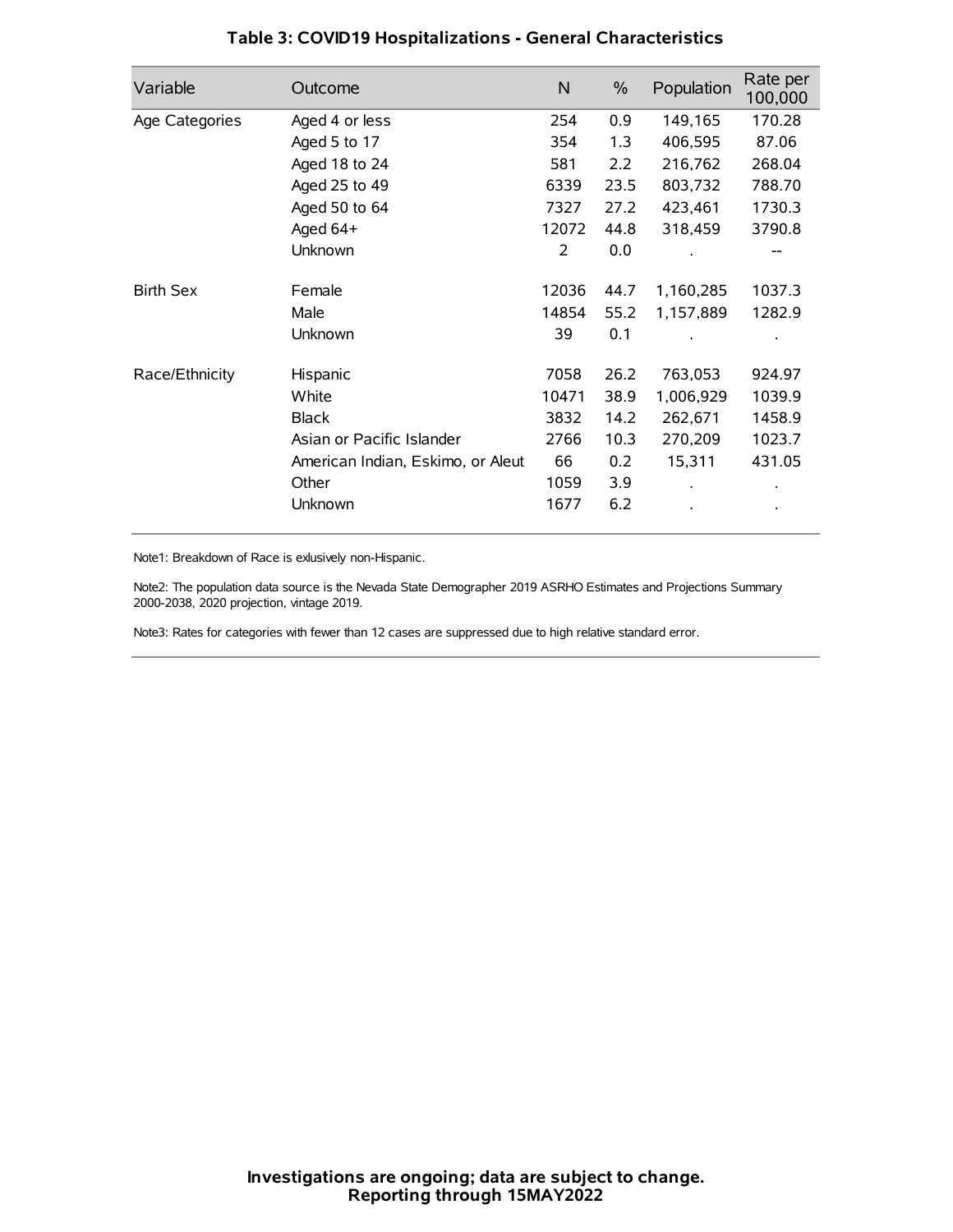## Table 3: COVID19 Hospitalizations - General Characteristics

| Variable | Outcome | N | % | Population | Rate per 100,000 |
|---|---|---|---|---|---|
| Age Categories | Aged 4 or less | 254 | 0.9 | 149,165 | 170.28 |
| | Aged 5 to 17 | 354 | 1.3 | 406,595 | 87.06 |
| | Aged 18 to 24 | 581 | 2.2 | 216,762 | 268.04 |
| | Aged 25 to 49 | 6339 | 23.5 | 803,732 | 788.70 |
| | Aged 50 to 64 | 7327 | 27.2 | 423,461 | 1730.3 |
| | Aged 64+ | 12072 | 44.8 | 318,459 | 3790.8 |
| | Unknown | 2 | 0.0 | . | -- |
| Birth Sex | Female | 12036 | 44.7 | 1,160,285 | 1037.3 |
| | Male | 14854 | 55.2 | 1,157,889 | 1282.9 |
| | Unknown | 39 | 0.1 | . | . |
| Race/Ethnicity | Hispanic | 7058 | 26.2 | 763,053 | 924.97 |
| | White | 10471 | 38.9 | 1,006,929 | 1039.9 |
| | Black | 3832 | 14.2 | 262,671 | 1458.9 |
| | Asian or Pacific Islander | 2766 | 10.3 | 270,209 | 1023.7 |
| | American Indian, Eskimo, or Aleut | 66 | 0.2 | 15,311 | 431.05 |
| | Other | 1059 | 3.9 | . | . |
| | Unknown | 1677 | 6.2 | . | . |

Note1: Breakdown of Race is exlusively non-Hispanic.

Note2: The population data source is the Nevada State Demographer 2019 ASRHO Estimates and Projections Summary 2000-2038, 2020 projection, vintage 2019.

Note3: Rates for categories with fewer than 12 cases are suppressed due to high relative standard error.

**Investigations are ongoing; data are subject to change.**
**Reporting through 15MAY2022**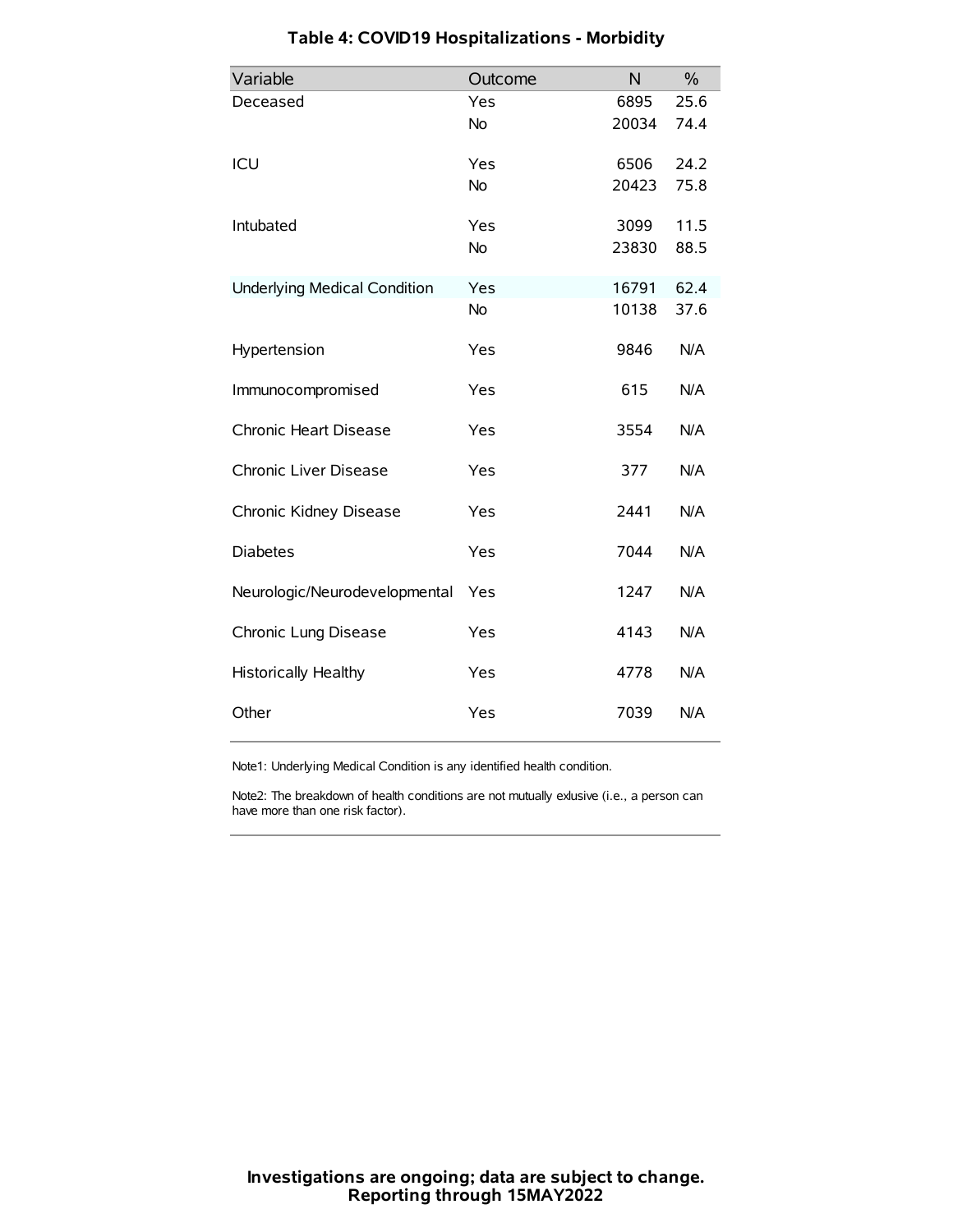### Table 4: COVID19 Hospitalizations - Morbidity

| Variable | Outcome | N | % |
|---|---|---|---|
| Deceased | Yes | 6895 | 25.6 |
| | No | 20034 | 74.4 |
| ICU | Yes | 6506 | 24.2 |
| | No | 20423 | 75.8 |
| Intubated | Yes | 3099 | 11.5 |
| | No | 23830 | 88.5 |
| Underlying Medical Condition | Yes | 16791 | 62.4 |
| | No | 10138 | 37.6 |
| Hypertension | Yes | 9846 | N/A |
| Immunocompromised | Yes | 615 | N/A |
| Chronic Heart Disease | Yes | 3554 | N/A |
| Chronic Liver Disease | Yes | 377 | N/A |
| Chronic Kidney Disease | Yes | 2441 | N/A |
| Diabetes | Yes | 7044 | N/A |
| Neurologic/Neurodevelopmental | Yes | 1247 | N/A |
| Chronic Lung Disease | Yes | 4143 | N/A |
| Historically Healthy | Yes | 4778 | N/A |
| Other | Yes | 7039 | N/A |

Note1: Underlying Medical Condition is any identified health condition.

Note2: The breakdown of health conditions are not mutually exlusive (i.e., a person can have more than one risk factor).

**Investigations are ongoing; data are subject to change.**
**Reporting through 15MAY2022**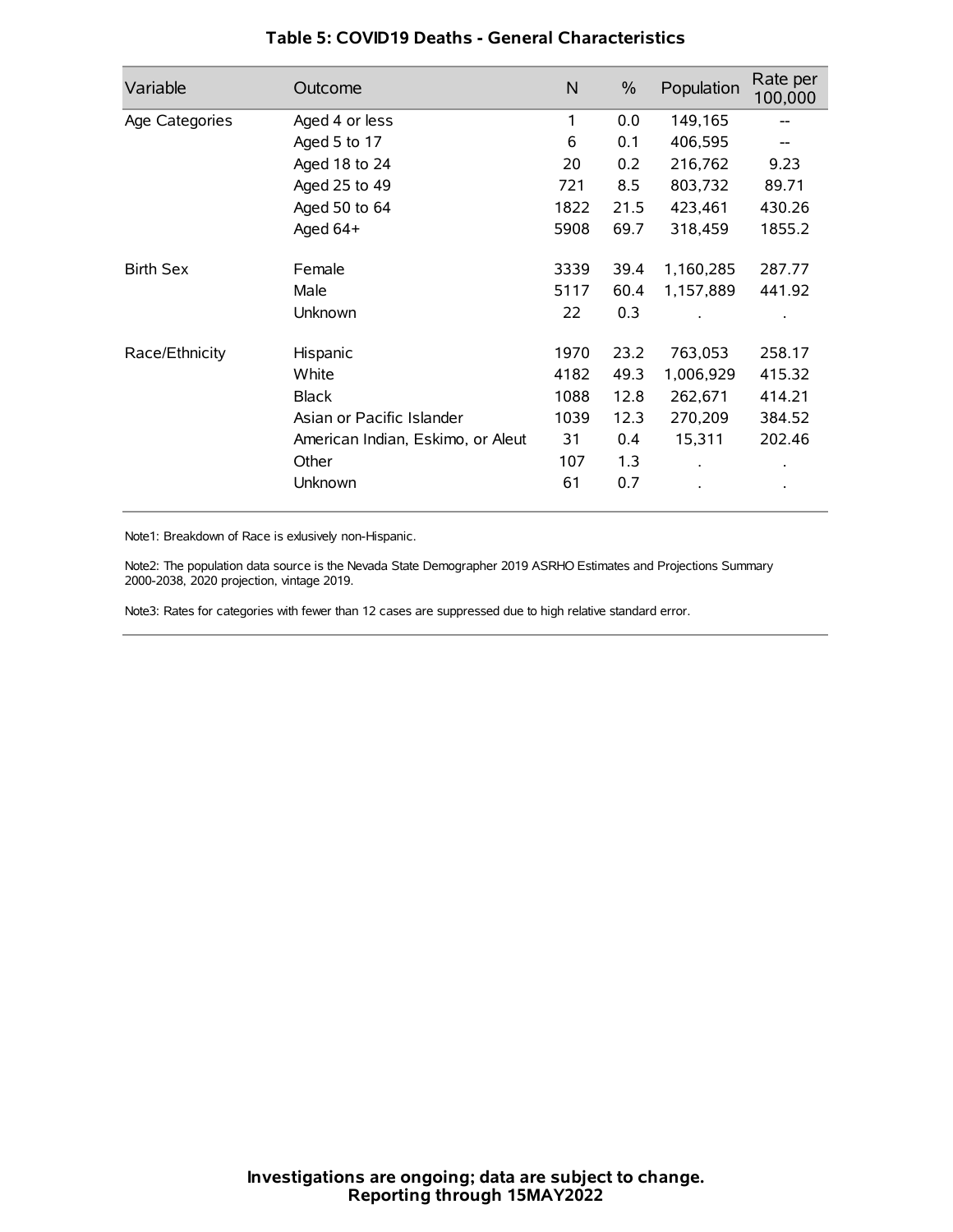# Table 5: COVID19 Deaths - General Characteristics

| Variable | Outcome | N | % | Population | Rate per 100,000 |
|---|---|---|---|---|---|
| Age Categories | Aged 4 or less | 1 | 0.0 | 149,165 | -- |
| | Aged 5 to 17 | 6 | 0.1 | 406,595 | -- |
| | Aged 18 to 24 | 20 | 0.2 | 216,762 | 9.23 |
| | Aged 25 to 49 | 721 | 8.5 | 803,732 | 89.71 |
| | Aged 50 to 64 | 1822 | 21.5 | 423,461 | 430.26 |
| | Aged 64+ | 5908 | 69.7 | 318,459 | 1855.2 |
| Birth Sex | Female | 3339 | 39.4 | 1,160,285 | 287.77 |
| | Male | 5117 | 60.4 | 1,157,889 | 441.92 |
| | Unknown | 22 | 0.3 | . | . |
| Race/Ethnicity | Hispanic | 1970 | 23.2 | 763,053 | 258.17 |
| | White | 4182 | 49.3 | 1,006,929 | 415.32 |
| | Black | 1088 | 12.8 | 262,671 | 414.21 |
| | Asian or Pacific Islander | 1039 | 12.3 | 270,209 | 384.52 |
| | American Indian, Eskimo, or Aleut | 31 | 0.4 | 15,311 | 202.46 |
| | Other | 107 | 1.3 | . | . |
| | Unknown | 61 | 0.7 | . | . |

Note1: Breakdown of Race is exlusively non-Hispanic.

Note2: The population data source is the Nevada State Demographer 2019 ASRHO Estimates and Projections Summary 2000-2038, 2020 projection, vintage 2019.

Note3: Rates for categories with fewer than 12 cases are suppressed due to high relative standard error.

**Investigations are ongoing; data are subject to change.**
**Reporting through 15MAY2022**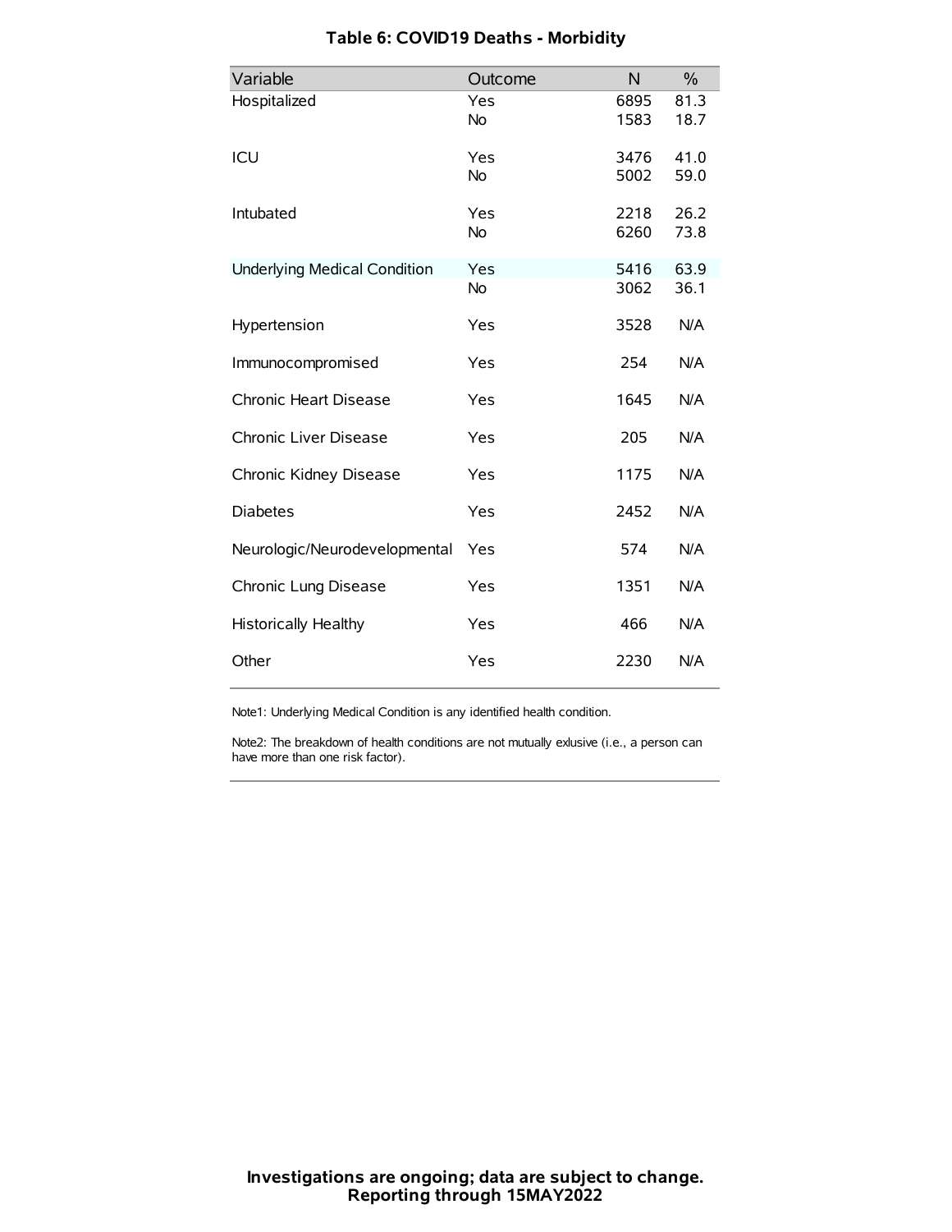## Table 6: COVID19 Deaths - Morbidity

| Variable | Outcome | N | % |
|---|---|---|---|
| Hospitalized | Yes | 6895 | 81.3 |
| | No | 1583 | 18.7 |
| ICU | Yes | 3476 | 41.0 |
| | No | 5002 | 59.0 |
| Intubated | Yes | 2218 | 26.2 |
| | No | 6260 | 73.8 |
| Underlying Medical Condition | Yes | 5416 | 63.9 |
| | No | 3062 | 36.1 |
| Hypertension | Yes | 3528 | N/A |
| Immunocompromised | Yes | 254 | N/A |
| Chronic Heart Disease | Yes | 1645 | N/A |
| Chronic Liver Disease | Yes | 205 | N/A |
| Chronic Kidney Disease | Yes | 1175 | N/A |
| Diabetes | Yes | 2452 | N/A |
| Neurologic/Neurodevelopmental | Yes | 574 | N/A |
| Chronic Lung Disease | Yes | 1351 | N/A |
| Historically Healthy | Yes | 466 | N/A |
| Other | Yes | 2230 | N/A |

Note1: Underlying Medical Condition is any identified health condition.

Note2: The breakdown of health conditions are not mutually exlusive (i.e., a person can have more than one risk factor).

**Investigations are ongoing; data are subject to change.**
**Reporting through 15MAY2022**